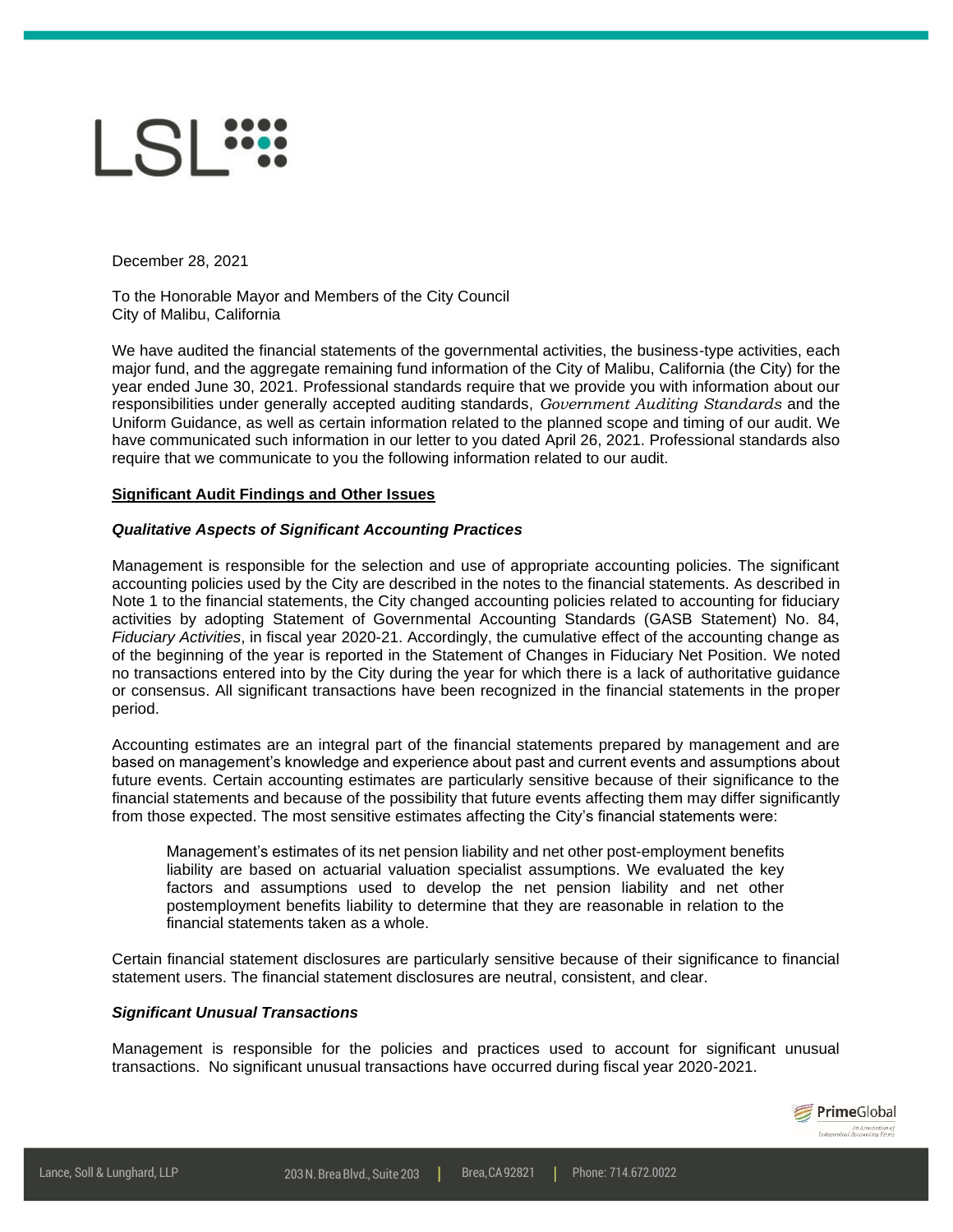December 28, 2021

To the Honorable Mayor and Members of the City Council
City of Malibu, California

We have audited the financial statements of the governmental activities, the business-type activities, each major fund, and the aggregate remaining fund information of the City of Malibu, California (the City) for the year ended June 30, 2021. Professional standards require that we provide you with information about our responsibilities under generally accepted auditing standards, *Government Auditing Standards* and the Uniform Guidance, as well as certain information related to the planned scope and timing of our audit. We have communicated such information in our letter to you dated April 26, 2021. Professional standards also require that we communicate to you the following information related to our audit.

**Significant Audit Findings and Other Issues**

***Qualitative Aspects of Significant Accounting Practices***

Management is responsible for the selection and use of appropriate accounting policies. The significant accounting policies used by the City are described in the notes to the financial statements. As described in Note 1 to the financial statements, the City changed accounting policies related to accounting for fiduciary activities by adopting Statement of Governmental Accounting Standards (GASB Statement) No. 84, *Fiduciary Activities*, in fiscal year 2020-21. Accordingly, the cumulative effect of the accounting change as of the beginning of the year is reported in the Statement of Changes in Fiduciary Net Position. We noted no transactions entered into by the City during the year for which there is a lack of authoritative guidance or consensus. All significant transactions have been recognized in the financial statements in the proper period.

Accounting estimates are an integral part of the financial statements prepared by management and are based on management's knowledge and experience about past and current events and assumptions about future events. Certain accounting estimates are particularly sensitive because of their significance to the financial statements and because of the possibility that future events affecting them may differ significantly from those expected. The most sensitive estimates affecting the City's financial statements were:

> Management's estimates of its net pension liability and net other post-employment benefits liability are based on actuarial valuation specialist assumptions. We evaluated the key factors and assumptions used to develop the net pension liability and net other postemployment benefits liability to determine that they are reasonable in relation to the financial statements taken as a whole.

Certain financial statement disclosures are particularly sensitive because of their significance to financial statement users. The financial statement disclosures are neutral, consistent, and clear.

***Significant Unusual Transactions***

Management is responsible for the policies and practices used to account for significant unusual transactions. No significant unusual transactions have occurred during fiscal year 2020-2021.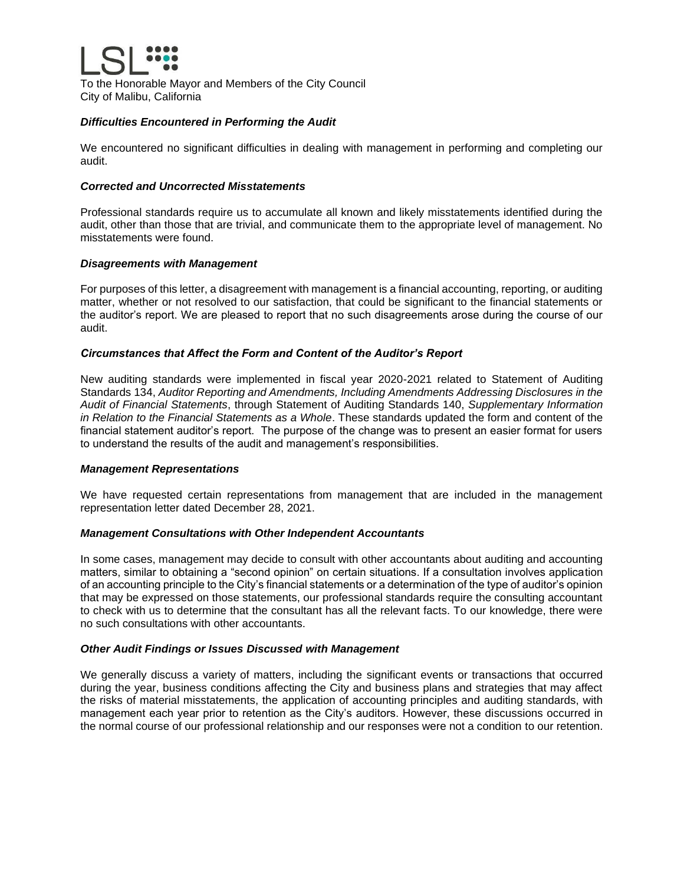To the Honorable Mayor and Members of the City Council
City of Malibu, California

***Difficulties Encountered in Performing the Audit***

We encountered no significant difficulties in dealing with management in performing and completing our audit.

***Corrected and Uncorrected Misstatements***

Professional standards require us to accumulate all known and likely misstatements identified during the audit, other than those that are trivial, and communicate them to the appropriate level of management. No misstatements were found.

***Disagreements with Management***

For purposes of this letter, a disagreement with management is a financial accounting, reporting, or auditing matter, whether or not resolved to our satisfaction, that could be significant to the financial statements or the auditor's report. We are pleased to report that no such disagreements arose during the course of our audit.

***Circumstances that Affect the Form and Content of the Auditor's Report***

New auditing standards were implemented in fiscal year 2020-2021 related to Statement of Auditing Standards 134, *Auditor Reporting and Amendments, Including Amendments Addressing Disclosures in the Audit of Financial Statements*, through Statement of Auditing Standards 140, *Supplementary Information in Relation to the Financial Statements as a Whole*. These standards updated the form and content of the financial statement auditor's report. The purpose of the change was to present an easier format for users to understand the results of the audit and management's responsibilities.

***Management Representations***

We have requested certain representations from management that are included in the management representation letter dated December 28, 2021.

***Management Consultations with Other Independent Accountants***

In some cases, management may decide to consult with other accountants about auditing and accounting matters, similar to obtaining a "second opinion" on certain situations. If a consultation involves application of an accounting principle to the City's financial statements or a determination of the type of auditor's opinion that may be expressed on those statements, our professional standards require the consulting accountant to check with us to determine that the consultant has all the relevant facts. To our knowledge, there were no such consultations with other accountants.

***Other Audit Findings or Issues Discussed with Management***

We generally discuss a variety of matters, including the significant events or transactions that occurred during the year, business conditions affecting the City and business plans and strategies that may affect the risks of material misstatements, the application of accounting principles and auditing standards, with management each year prior to retention as the City's auditors. However, these discussions occurred in the normal course of our professional relationship and our responses were not a condition to our retention.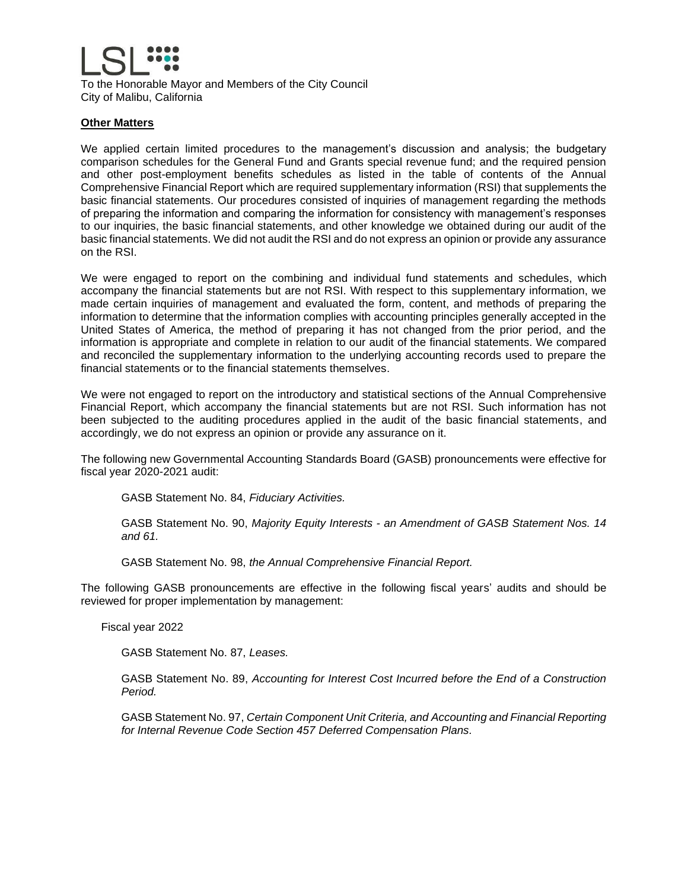To the Honorable Mayor and Members of the City Council
City of Malibu, California

**Other Matters**

We applied certain limited procedures to the management's discussion and analysis; the budgetary comparison schedules for the General Fund and Grants special revenue fund; and the required pension and other post-employment benefits schedules as listed in the table of contents of the Annual Comprehensive Financial Report which are required supplementary information (RSI) that supplements the basic financial statements. Our procedures consisted of inquiries of management regarding the methods of preparing the information and comparing the information for consistency with management's responses to our inquiries, the basic financial statements, and other knowledge we obtained during our audit of the basic financial statements. We did not audit the RSI and do not express an opinion or provide any assurance on the RSI.

We were engaged to report on the combining and individual fund statements and schedules, which accompany the financial statements but are not RSI. With respect to this supplementary information, we made certain inquiries of management and evaluated the form, content, and methods of preparing the information to determine that the information complies with accounting principles generally accepted in the United States of America, the method of preparing it has not changed from the prior period, and the information is appropriate and complete in relation to our audit of the financial statements. We compared and reconciled the supplementary information to the underlying accounting records used to prepare the financial statements or to the financial statements themselves.

We were not engaged to report on the introductory and statistical sections of the Annual Comprehensive Financial Report, which accompany the financial statements but are not RSI. Such information has not been subjected to the auditing procedures applied in the audit of the basic financial statements, and accordingly, we do not express an opinion or provide any assurance on it.

The following new Governmental Accounting Standards Board (GASB) pronouncements were effective for fiscal year 2020-2021 audit:

GASB Statement No. 84, *Fiduciary Activities.*

GASB Statement No. 90, *Majority Equity Interests - an Amendment of GASB Statement Nos. 14 and 61.*

GASB Statement No. 98, *the Annual Comprehensive Financial Report.*

The following GASB pronouncements are effective in the following fiscal years' audits and should be reviewed for proper implementation by management:

Fiscal year 2022

GASB Statement No. 87, *Leases.*

GASB Statement No. 89, *Accounting for Interest Cost Incurred before the End of a Construction Period.*

GASB Statement No. 97, *Certain Component Unit Criteria, and Accounting and Financial Reporting for Internal Revenue Code Section 457 Deferred Compensation Plans.*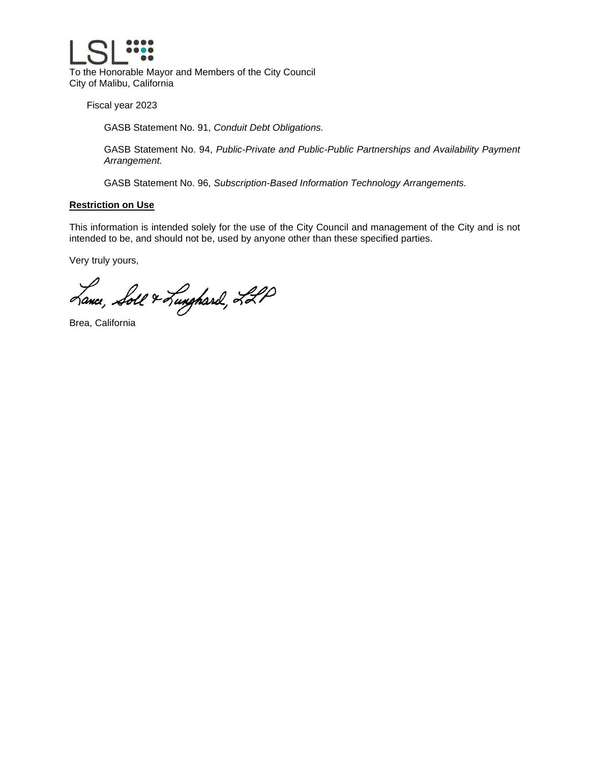To the Honorable Mayor and Members of the City Council
City of Malibu, California

Fiscal year 2023

GASB Statement No. 91, *Conduit Debt Obligations.*

GASB Statement No. 94, *Public-Private and Public-Public Partnerships and Availability Payment Arrangement.*

GASB Statement No. 96, *Subscription-Based Information Technology Arrangements.*

**Restriction on Use**

This information is intended solely for the use of the City Council and management of the City and is not intended to be, and should not be, used by anyone other than these specified parties.

Very truly yours,

Lance, Soll & Lunghard, LLP

Brea, California